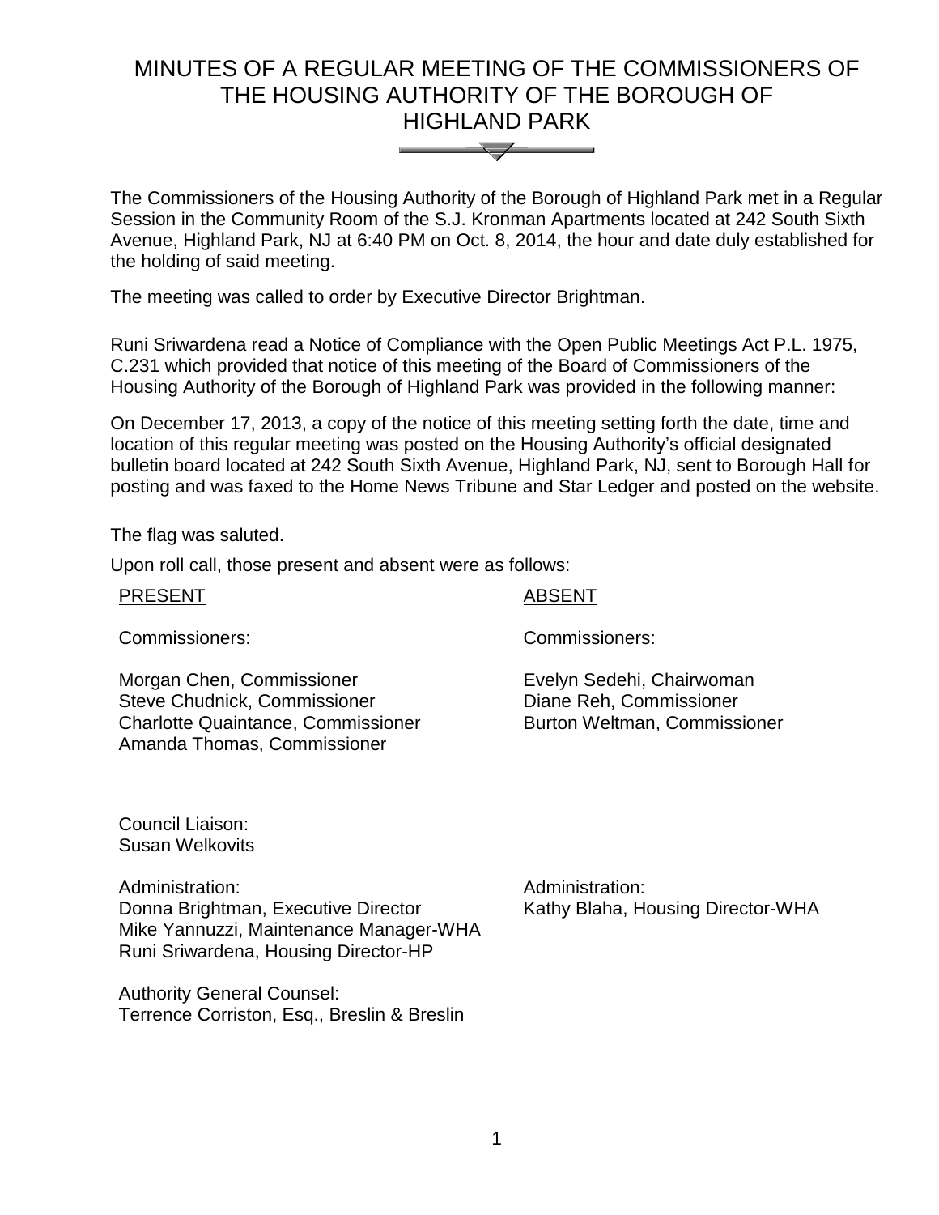# MINUTES OF A REGULAR MEETING OF THE COMMISSIONERS OF THE HOUSING AUTHORITY OF THE BOROUGH OF HIGHLAND PARK

The Commissioners of the Housing Authority of the Borough of Highland Park met in a Regular Session in the Community Room of the S.J. Kronman Apartments located at 242 South Sixth Avenue, Highland Park, NJ at 6:40 PM on Oct. 8, 2014, the hour and date duly established for the holding of said meeting.

The meeting was called to order by Executive Director Brightman.

Runi Sriwardena read a Notice of Compliance with the Open Public Meetings Act P.L. 1975, C.231 which provided that notice of this meeting of the Board of Commissioners of the Housing Authority of the Borough of Highland Park was provided in the following manner:

On December 17, 2013, a copy of the notice of this meeting setting forth the date, time and location of this regular meeting was posted on the Housing Authority's official designated bulletin board located at 242 South Sixth Avenue, Highland Park, NJ, sent to Borough Hall for posting and was faxed to the Home News Tribune and Star Ledger and posted on the website.

The flag was saluted.

Upon roll call, those present and absent were as follows:

<u>PRESENT</u>

Commissioners:

Morgan Chen, Commissioner
Steve Chudnick, Commissioner
Charlotte Quaintance, Commissioner
Amanda Thomas, Commissioner

Council Liaison:
Susan Welkovits

Administration:
Donna Brightman, Executive Director
Mike Yannuzzi, Maintenance Manager-WHA
Runi Sriwardena, Housing Director-HP

Authority General Counsel:
Terrence Corriston, Esq., Breslin & Breslin

<u>ABSENT</u>

Commissioners:

Evelyn Sedehi, Chairwoman
Diane Reh, Commissioner
Burton Weltman, Commissioner

Administration:
Kathy Blaha, Housing Director-WHA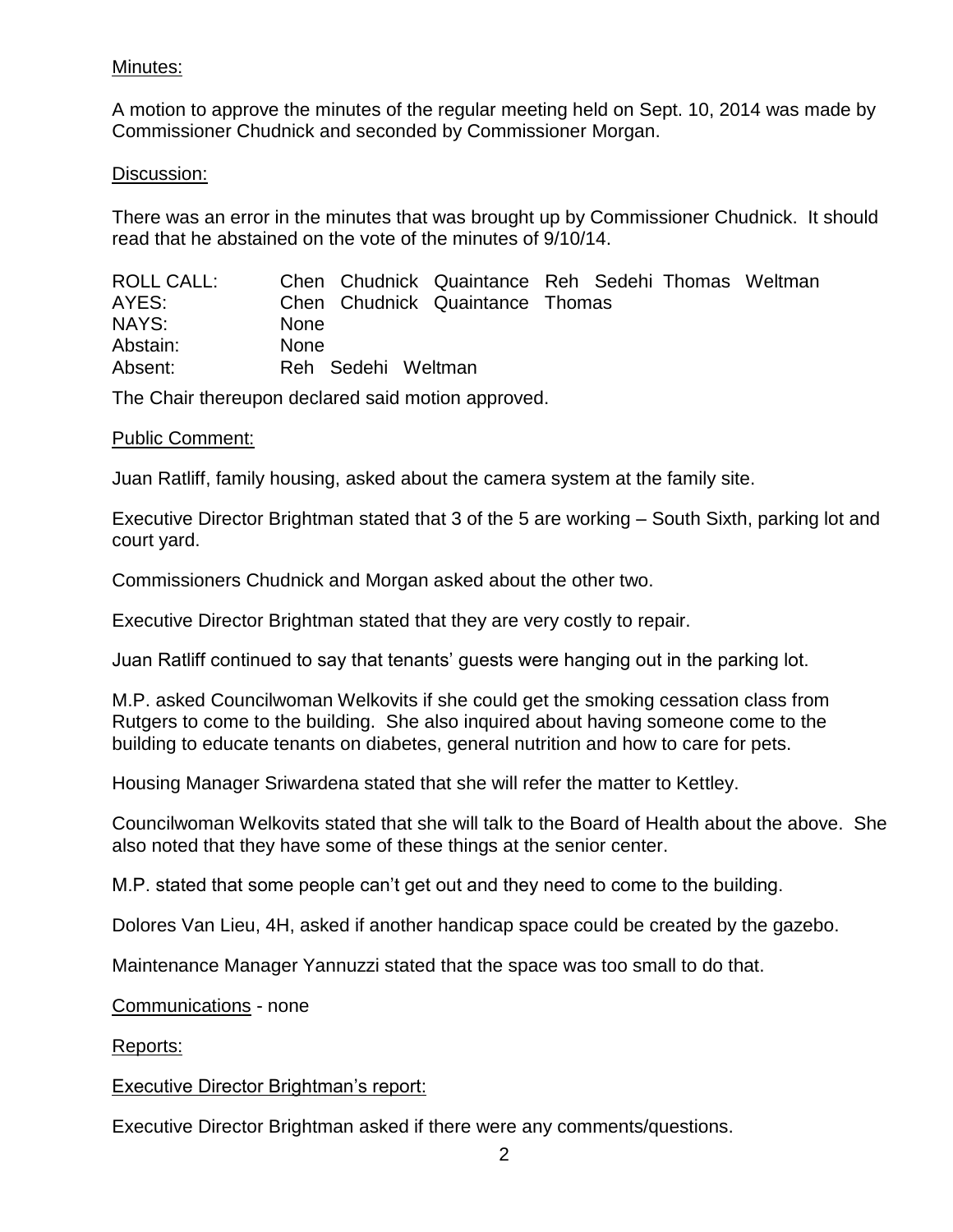Minutes:

A motion to approve the minutes of the regular meeting held on Sept. 10, 2014 was made by Commissioner Chudnick and seconded by Commissioner Morgan.

Discussion:

There was an error in the minutes that was brought up by Commissioner Chudnick. It should read that he abstained on the vote of the minutes of 9/10/14.

| | |
|---|---|
| ROLL CALL: | Chen Chudnick Quaintance Reh Sedehi Thomas Weltman |
| AYES: | Chen Chudnick Quaintance Thomas |
| NAYS: | None |
| Abstain: | None |
| Absent: | Reh Sedehi Weltman |

The Chair thereupon declared said motion approved.

Public Comment:

Juan Ratliff, family housing, asked about the camera system at the family site.

Executive Director Brightman stated that 3 of the 5 are working – South Sixth, parking lot and court yard.

Commissioners Chudnick and Morgan asked about the other two.

Executive Director Brightman stated that they are very costly to repair.

Juan Ratliff continued to say that tenants' guests were hanging out in the parking lot.

M.P. asked Councilwoman Welkovits if she could get the smoking cessation class from Rutgers to come to the building. She also inquired about having someone come to the building to educate tenants on diabetes, general nutrition and how to care for pets.

Housing Manager Sriwardena stated that she will refer the matter to Kettley.

Councilwoman Welkovits stated that she will talk to the Board of Health about the above. She also noted that they have some of these things at the senior center.

M.P. stated that some people can't get out and they need to come to the building.

Dolores Van Lieu, 4H, asked if another handicap space could be created by the gazebo.

Maintenance Manager Yannuzzi stated that the space was too small to do that.

Communications - none

Reports:

Executive Director Brightman's report:

Executive Director Brightman asked if there were any comments/questions.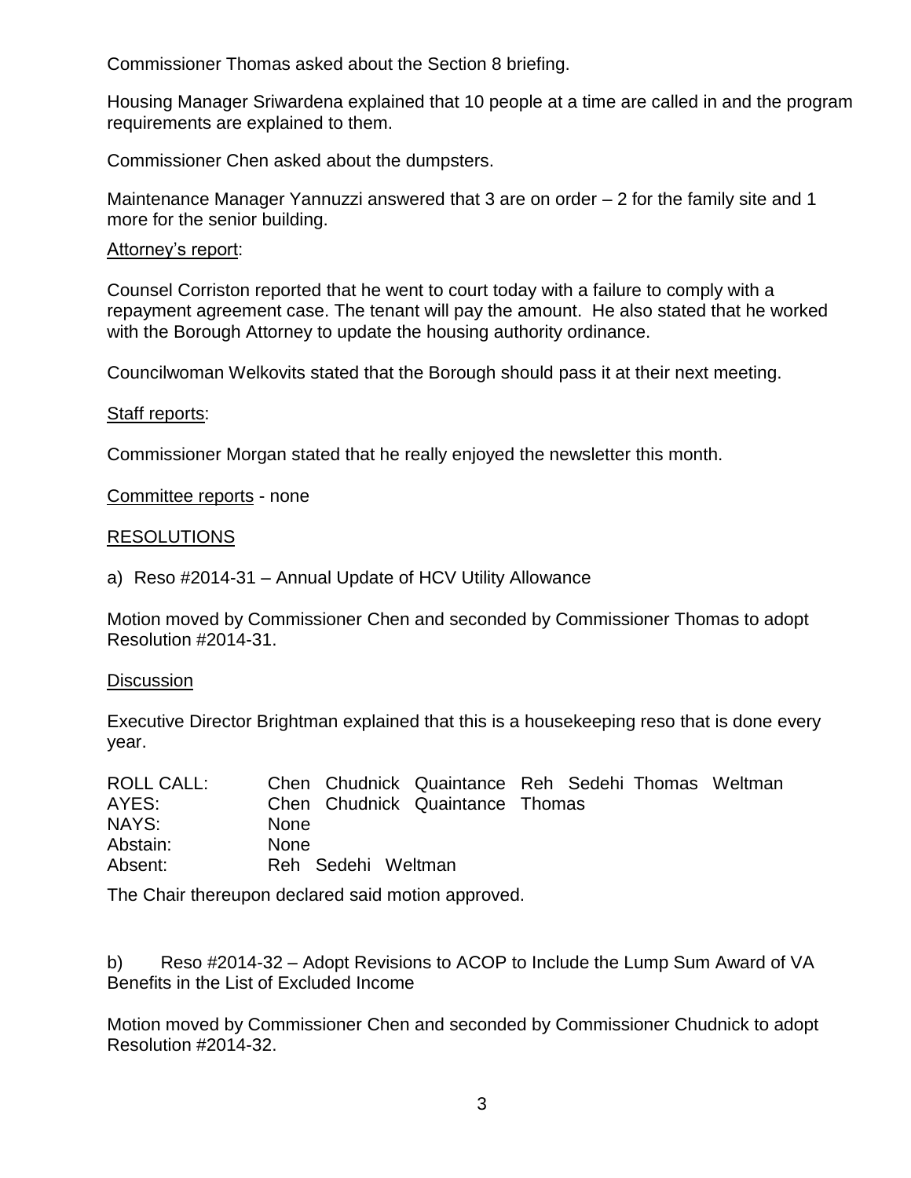Commissioner Thomas asked about the Section 8 briefing.

Housing Manager Sriwardena explained that 10 people at a time are called in and the program requirements are explained to them.

Commissioner Chen asked about the dumpsters.

Maintenance Manager Yannuzzi answered that 3 are on order – 2 for the family site and 1 more for the senior building.

Attorney's report:

Counsel Corriston reported that he went to court today with a failure to comply with a repayment agreement case. The tenant will pay the amount. He also stated that he worked with the Borough Attorney to update the housing authority ordinance.

Councilwoman Welkovits stated that the Borough should pass it at their next meeting.

Staff reports:

Commissioner Morgan stated that he really enjoyed the newsletter this month.

Committee reports - none

RESOLUTIONS

a) Reso #2014-31 – Annual Update of HCV Utility Allowance

Motion moved by Commissioner Chen and seconded by Commissioner Thomas to adopt Resolution #2014-31.

Discussion

Executive Director Brightman explained that this is a housekeeping reso that is done every year.

| | | | | | | | |
|---|---|---|---|---|---|---|---|
| ROLL CALL: | Chen | Chudnick | Quaintance | Reh | Sedehi | Thomas | Weltman |
| AYES: | Chen | Chudnick | Quaintance | Thomas | | | |
| NAYS: | None | | | | | | |
| Abstain: | None | | | | | | |
| Absent: | Reh | Sedehi | Weltman | | | | |

The Chair thereupon declared said motion approved.

b) Reso #2014-32 – Adopt Revisions to ACOP to Include the Lump Sum Award of VA Benefits in the List of Excluded Income

Motion moved by Commissioner Chen and seconded by Commissioner Chudnick to adopt Resolution #2014-32.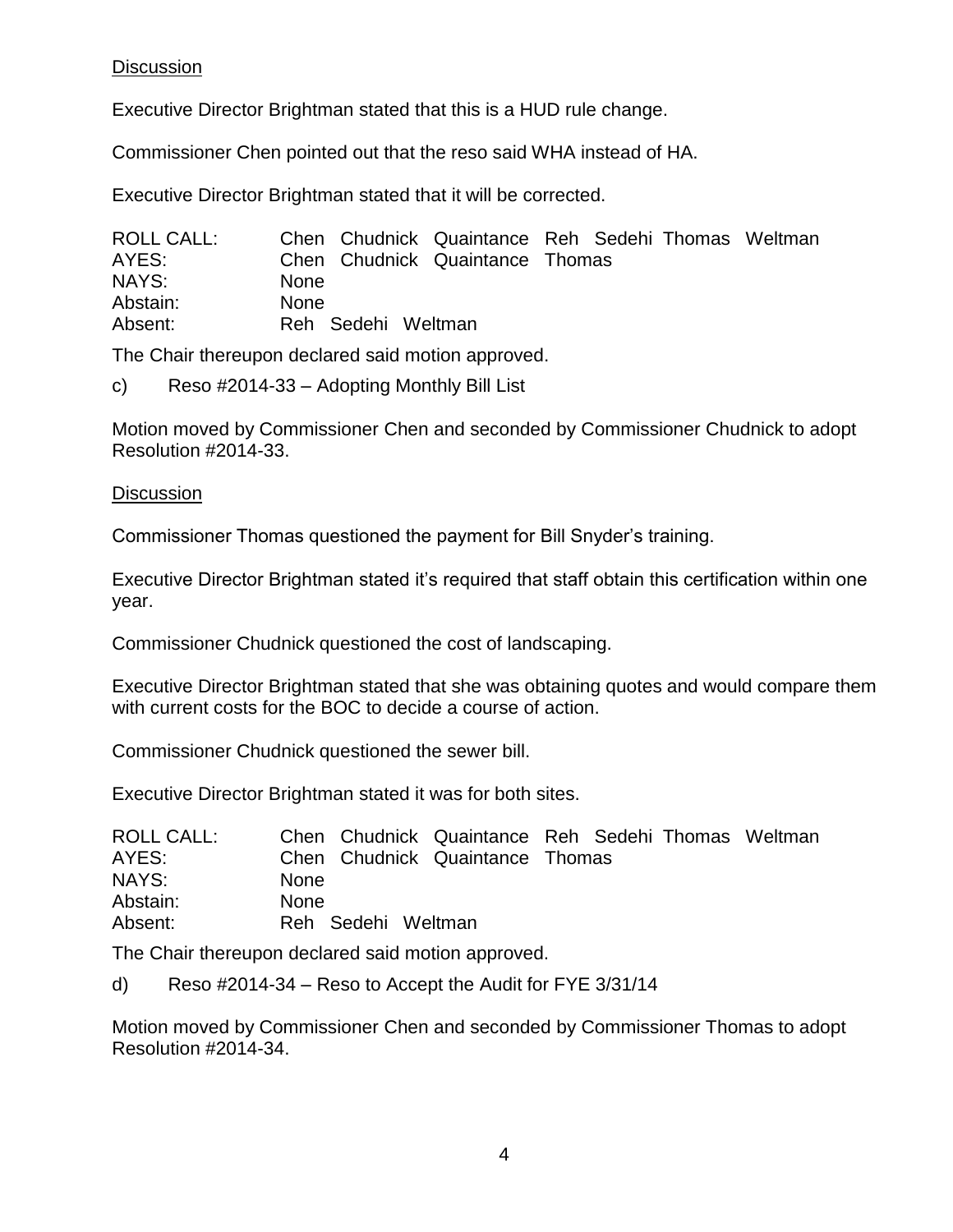Discussion

Executive Director Brightman stated that this is a HUD rule change.

Commissioner Chen pointed out that the reso said WHA instead of HA.

Executive Director Brightman stated that it will be corrected.

| ROLL CALL: | Chen Chudnick Quaintance Reh Sedehi Thomas Weltman |
|---|---|
| AYES: | Chen Chudnick Quaintance Thomas |
| NAYS: | None |
| Abstain: | None |
| Absent: | Reh Sedehi Weltman |

The Chair thereupon declared said motion approved.

c) Reso #2014-33 – Adopting Monthly Bill List

Motion moved by Commissioner Chen and seconded by Commissioner Chudnick to adopt Resolution #2014-33.

Discussion

Commissioner Thomas questioned the payment for Bill Snyder's training.

Executive Director Brightman stated it's required that staff obtain this certification within one year.

Commissioner Chudnick questioned the cost of landscaping.

Executive Director Brightman stated that she was obtaining quotes and would compare them with current costs for the BOC to decide a course of action.

Commissioner Chudnick questioned the sewer bill.

Executive Director Brightman stated it was for both sites.

| ROLL CALL: | Chen Chudnick Quaintance Reh Sedehi Thomas Weltman |
|---|---|
| AYES: | Chen Chudnick Quaintance Thomas |
| NAYS: | None |
| Abstain: | None |
| Absent: | Reh Sedehi Weltman |

The Chair thereupon declared said motion approved.

d) Reso #2014-34 – Reso to Accept the Audit for FYE 3/31/14

Motion moved by Commissioner Chen and seconded by Commissioner Thomas to adopt Resolution #2014-34.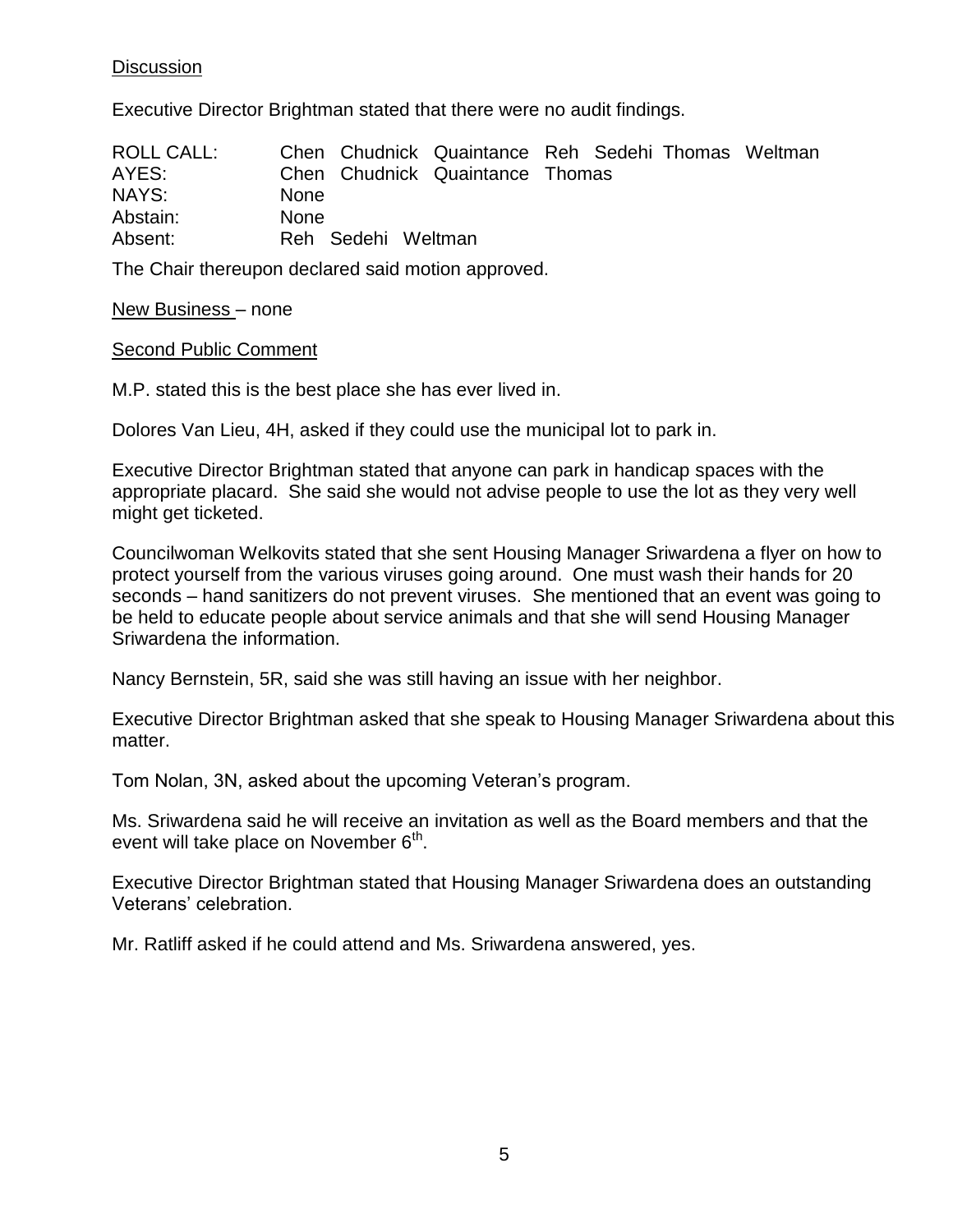Discussion

Executive Director Brightman stated that there were no audit findings.

| ROLL CALL: | Chen Chudnick Quaintance Reh Sedehi Thomas Weltman |
| --- | --- |
| AYES: | Chen Chudnick Quaintance Thomas |
| NAYS: | None |
| Abstain: | None |
| Absent: | Reh Sedehi Weltman |

The Chair thereupon declared said motion approved.

New Business – none

Second Public Comment

M.P. stated this is the best place she has ever lived in.

Dolores Van Lieu, 4H, asked if they could use the municipal lot to park in.

Executive Director Brightman stated that anyone can park in handicap spaces with the appropriate placard. She said she would not advise people to use the lot as they very well might get ticketed.

Councilwoman Welkovits stated that she sent Housing Manager Sriwardena a flyer on how to protect yourself from the various viruses going around. One must wash their hands for 20 seconds – hand sanitizers do not prevent viruses. She mentioned that an event was going to be held to educate people about service animals and that she will send Housing Manager Sriwardena the information.

Nancy Bernstein, 5R, said she was still having an issue with her neighbor.

Executive Director Brightman asked that she speak to Housing Manager Sriwardena about this matter.

Tom Nolan, 3N, asked about the upcoming Veteran's program.

Ms. Sriwardena said he will receive an invitation as well as the Board members and that the event will take place on November 6th.

Executive Director Brightman stated that Housing Manager Sriwardena does an outstanding Veterans' celebration.

Mr. Ratliff asked if he could attend and Ms. Sriwardena answered, yes.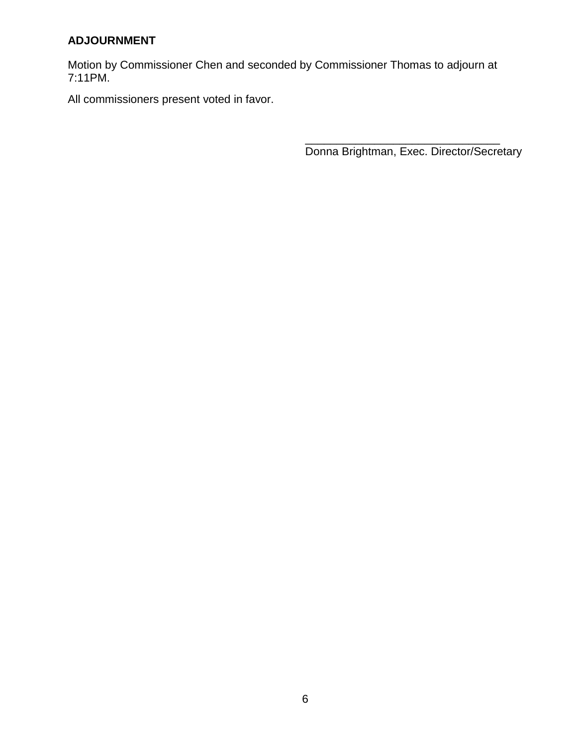**ADJOURNMENT**

Motion by Commissioner Chen and seconded by Commissioner Thomas to adjourn at 7:11PM.

All commissioners present voted in favor.

_______________________________
Donna Brightman, Exec. Director/Secretary